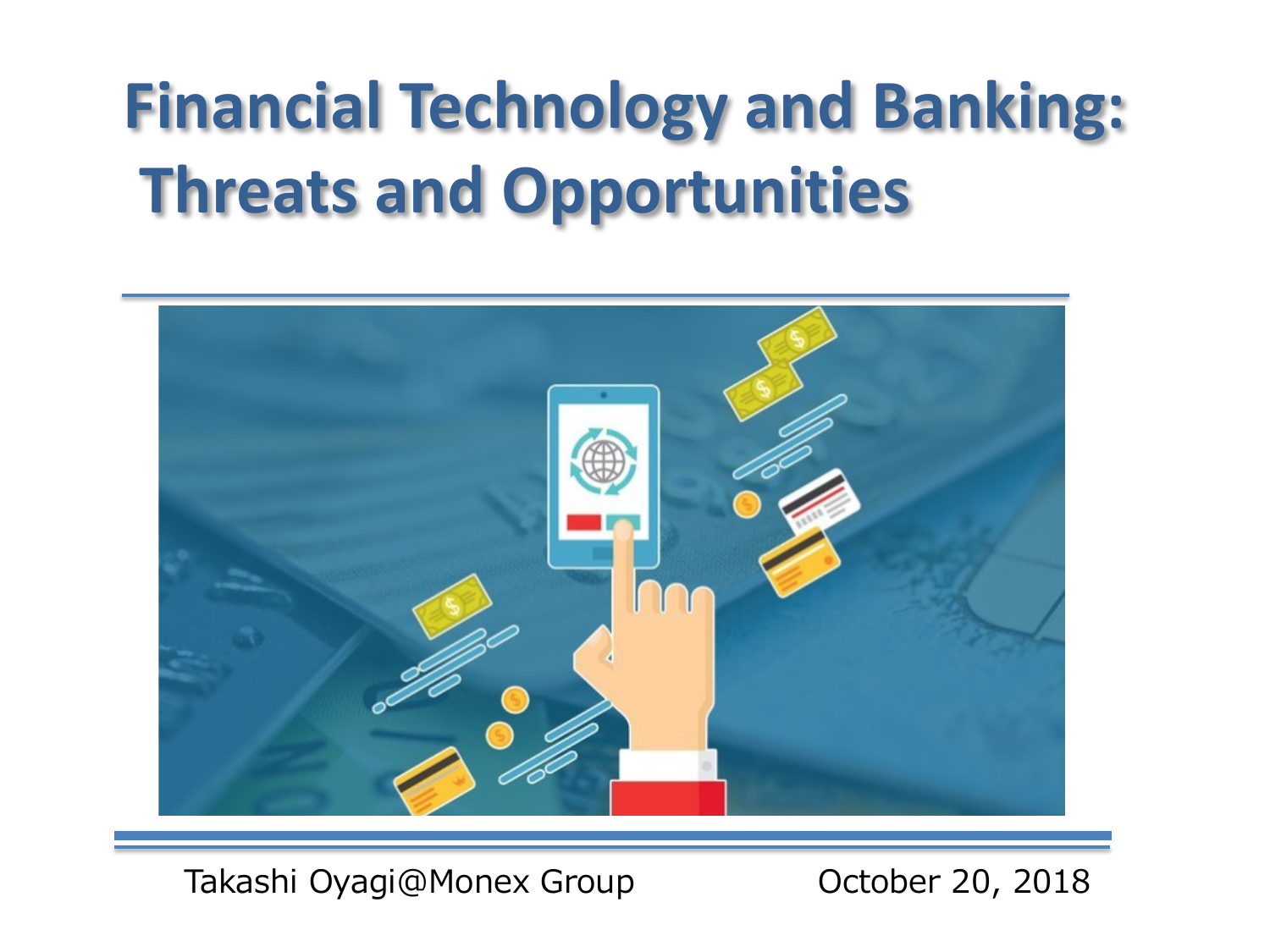# Financial Technology and Banking: Threats and Opportunities

Takashi Oyagi@Monex Group

October 20, 2018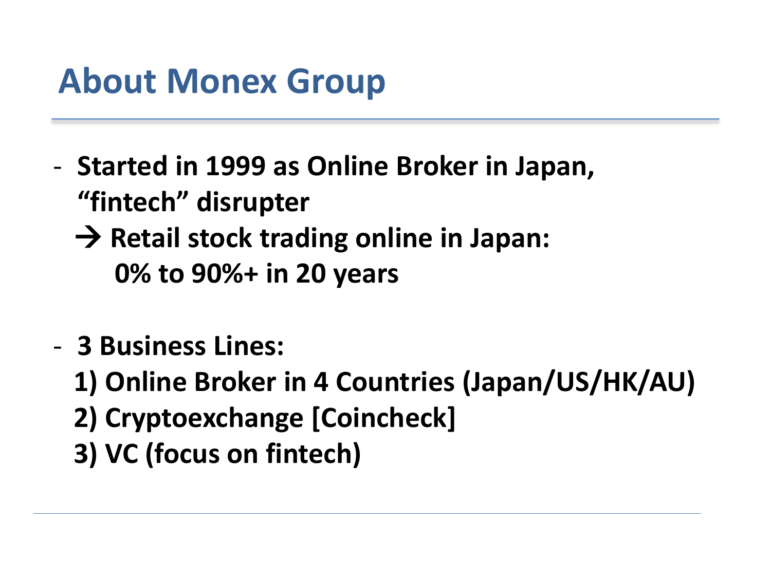# About Monex Group

- **Started in 1999 as Online Broker in Japan, "fintech" disrupter**
  **→ Retail stock trading online in Japan: 0% to 90%+ in 20 years**

- **3 Business Lines:**
  **1) Online Broker in 4 Countries (Japan/US/HK/AU)**
  **2) Cryptoexchange [Coincheck]**
  **3) VC (focus on fintech)**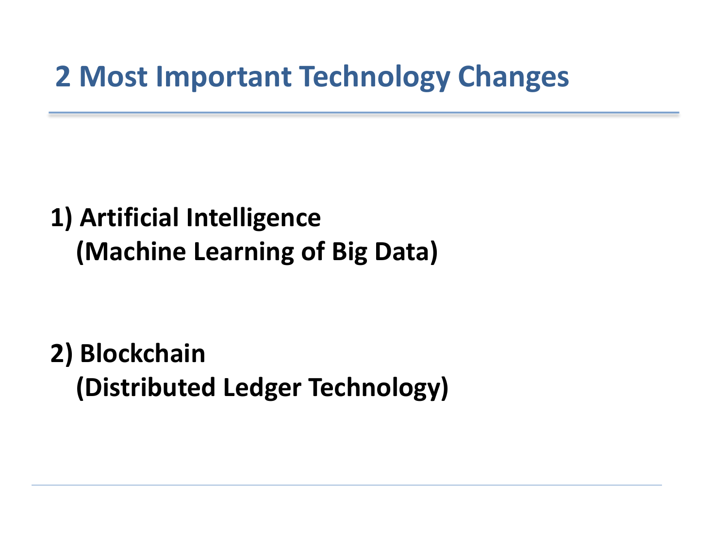# 2 Most Important Technology Changes

**1) Artificial Intelligence**
**(Machine Learning of Big Data)**

**2) Blockchain**
**(Distributed Ledger Technology)**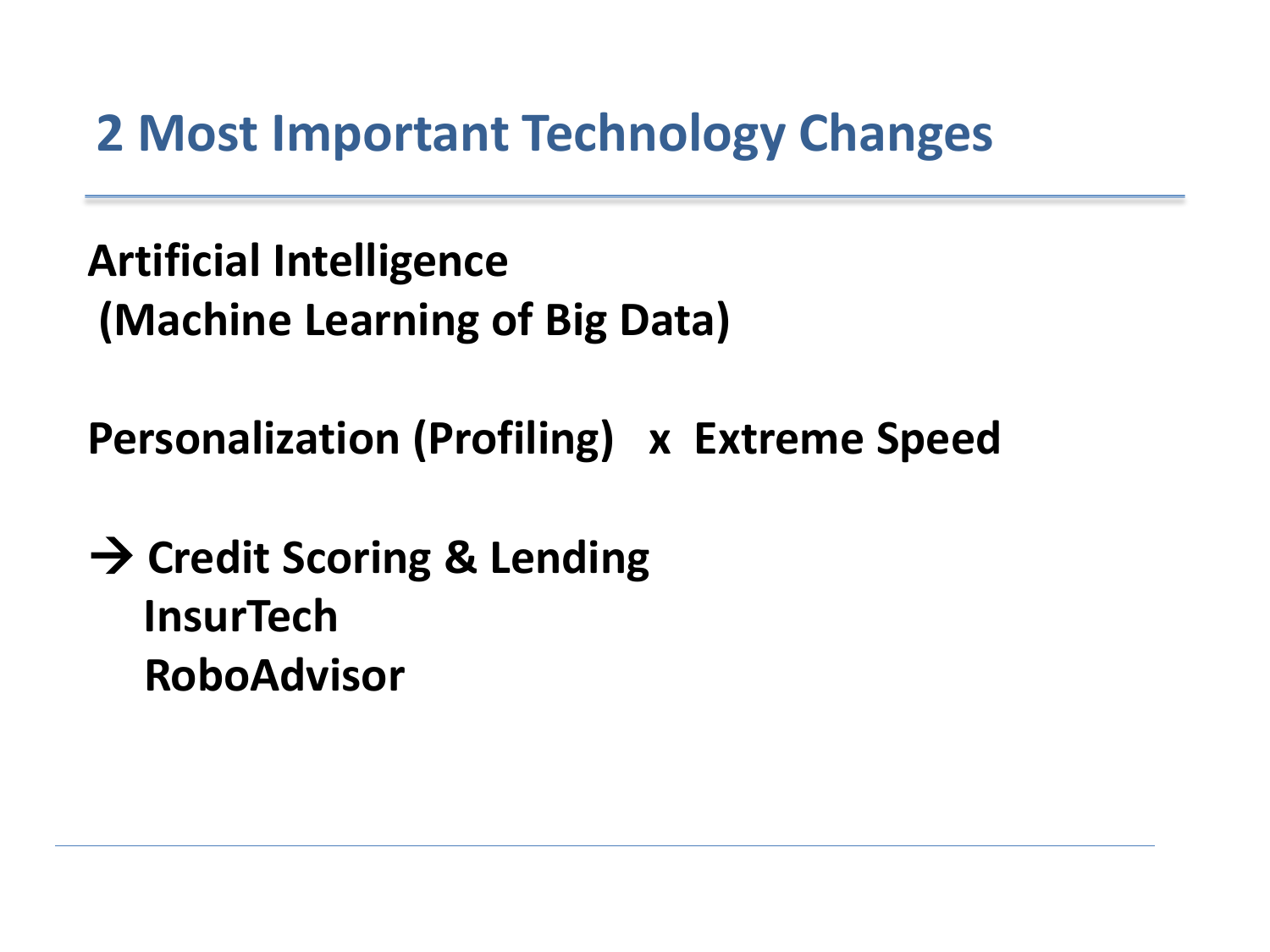# 2 Most Important Technology Changes

**Artificial Intelligence**
**(Machine Learning of Big Data)**

**Personalization (Profiling) x Extreme Speed**

**→ Credit Scoring & Lending**
**InsurTech**
**RoboAdvisor**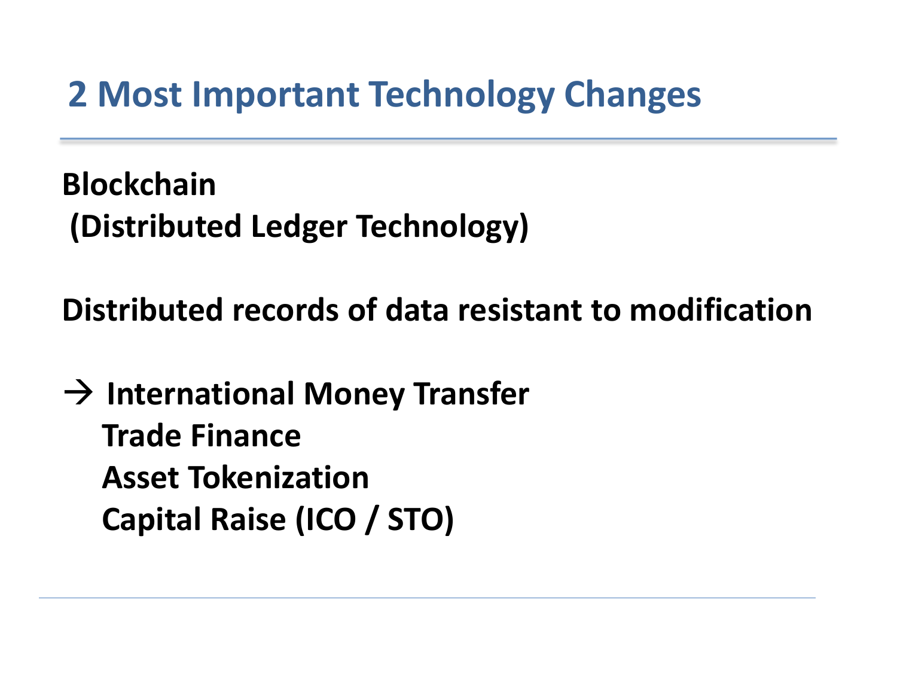# 2 Most Important Technology Changes

**Blockchain**
**(Distributed Ledger Technology)**

**Distributed records of data resistant to modification**

**→ International Money Transfer**
**Trade Finance**
**Asset Tokenization**
**Capital Raise (ICO / STO)**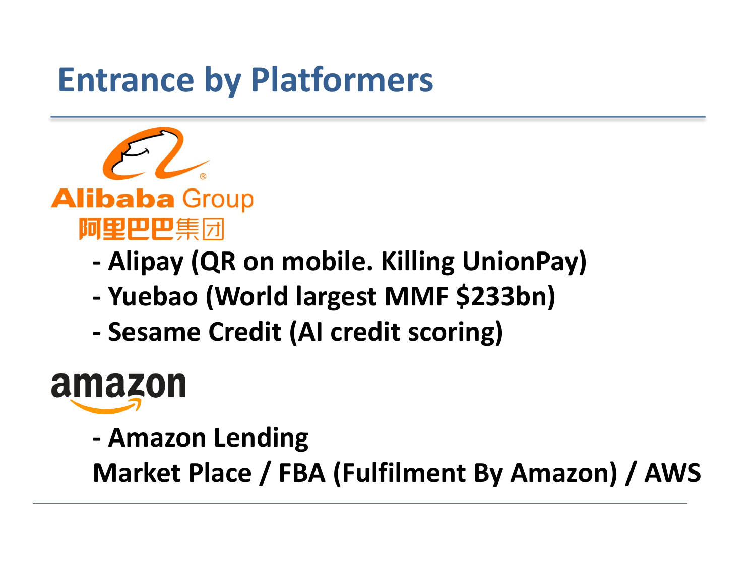# Entrance by Platformers

Alibaba Group
阿里巴巴集团

- Alipay (QR on mobile. Killing UnionPay)
- Yuebao (World largest MMF $233bn)
- Sesame Credit (AI credit scoring)

amazon

- Amazon Lending

Market Place / FBA (Fulfilment By Amazon) / AWS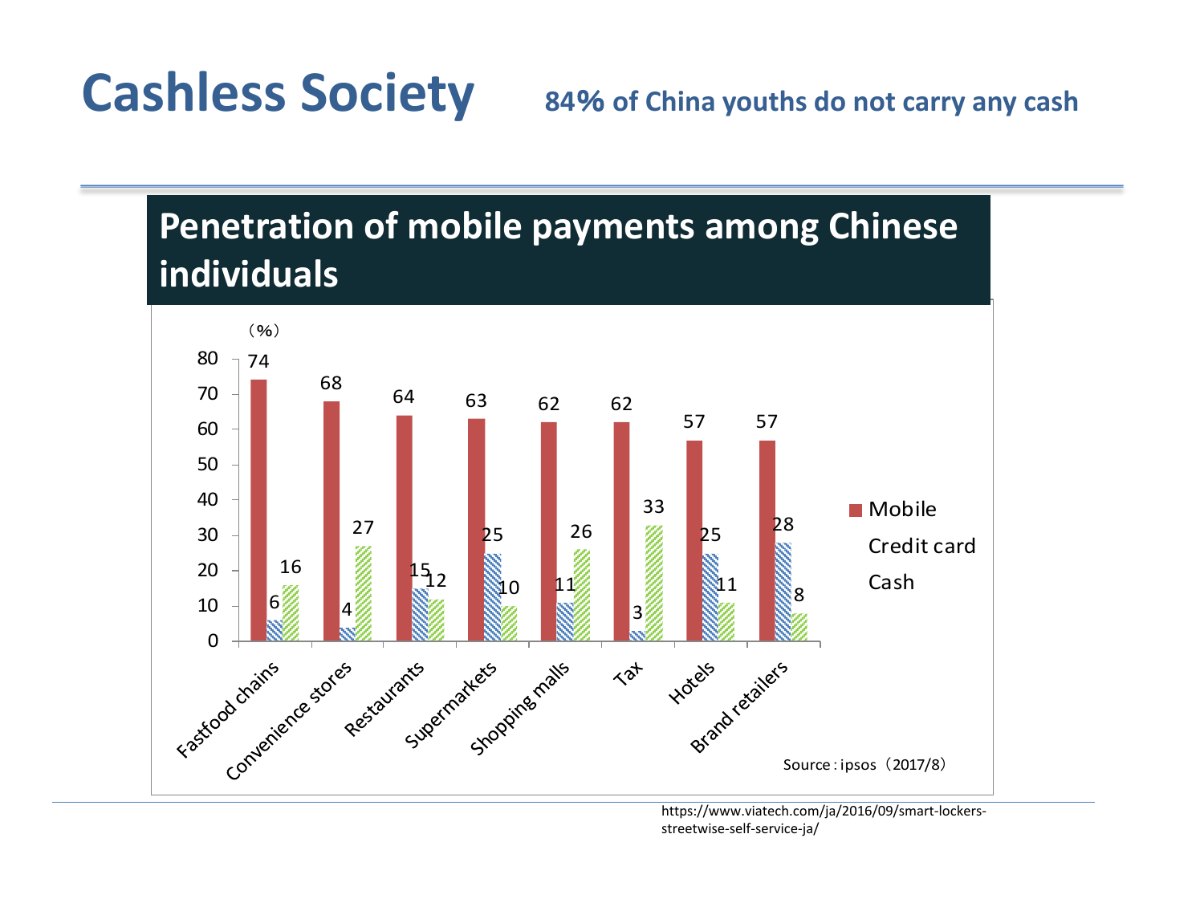# Cashless Society

**84% of China youths do not carry any cash**

## Penetration of mobile payments among Chinese individuals

(%)

| | Mobile | Credit card | Cash |
|---|---|---|---|
| Fastfood chains | 74 | 6 | 16 |
| Convenience stores | 68 | 4 | 27 |
| Restaurants | 64 | 15 | 12 |
| Supermarkets | 63 | 25 | 10 |
| Shopping malls | 62 | 11 | 26 |
| Tax | 62 | 3 | 33 |
| Hotels | 57 | 25 | 11 |
| Brand retailers | 57 | 28 | 8 |

Source : ipsos（2017/8）

https://www.viatech.com/ja/2016/09/smart-lockers-streetwise-self-service-ja/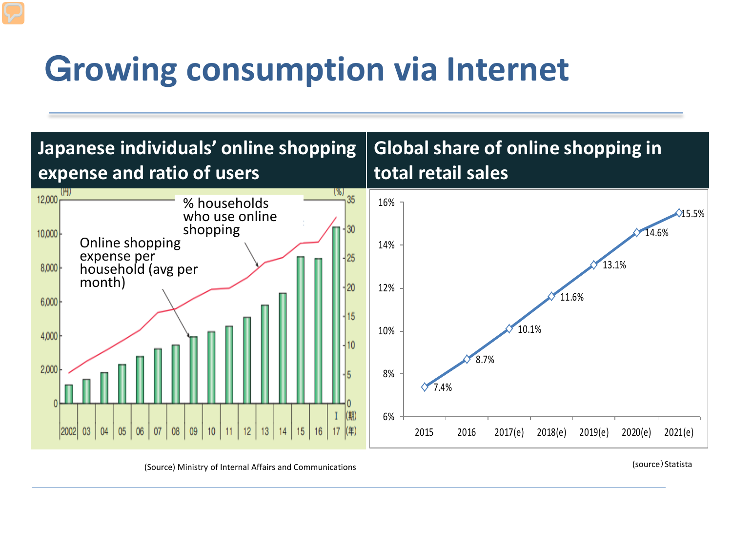# Growing consumption via Internet

## Japanese individuals' online shopping expense and ratio of users

(円) / (%)

% households who use online shopping

Online shopping expense per household (avg per month)

2002 03 04 05 06 07 08 09 10 11 12 13 14 15 16 17 (年)

I (期)

(Source) Ministry of Internal Affairs and Communications

## Global share of online shopping in total retail sales

| Year | Share |
|---|---|
| 2015 | 7.4% |
| 2016 | 8.7% |
| 2017(e) | 10.1% |
| 2018(e) | 11.6% |
| 2019(e) | 13.1% |
| 2020(e) | 14.6% |
| 2021(e) | 15.5% |

(source）Statista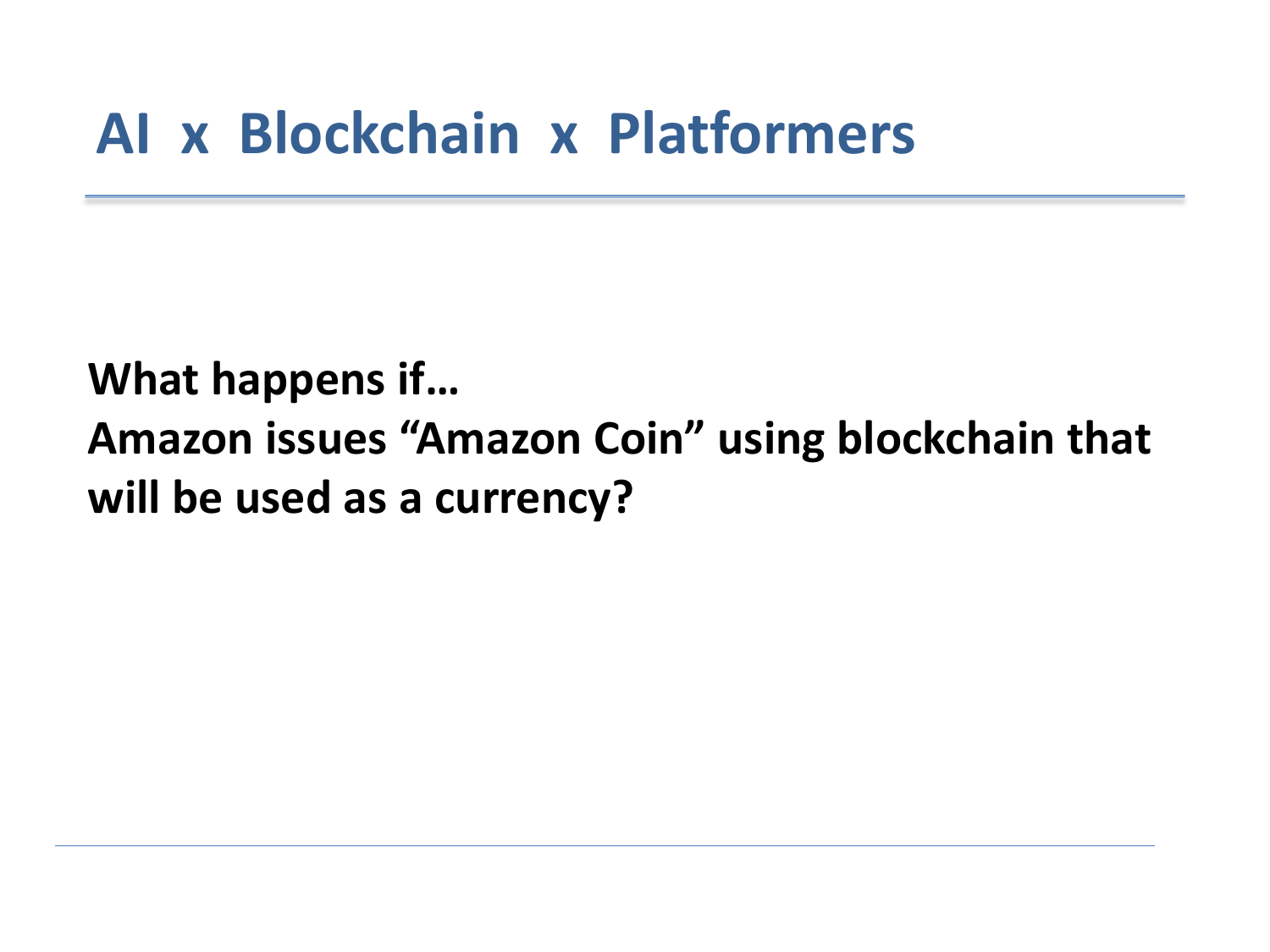# AI x Blockchain x Platformers

**What happens if…**
**Amazon issues "Amazon Coin" using blockchain that will be used as a currency?**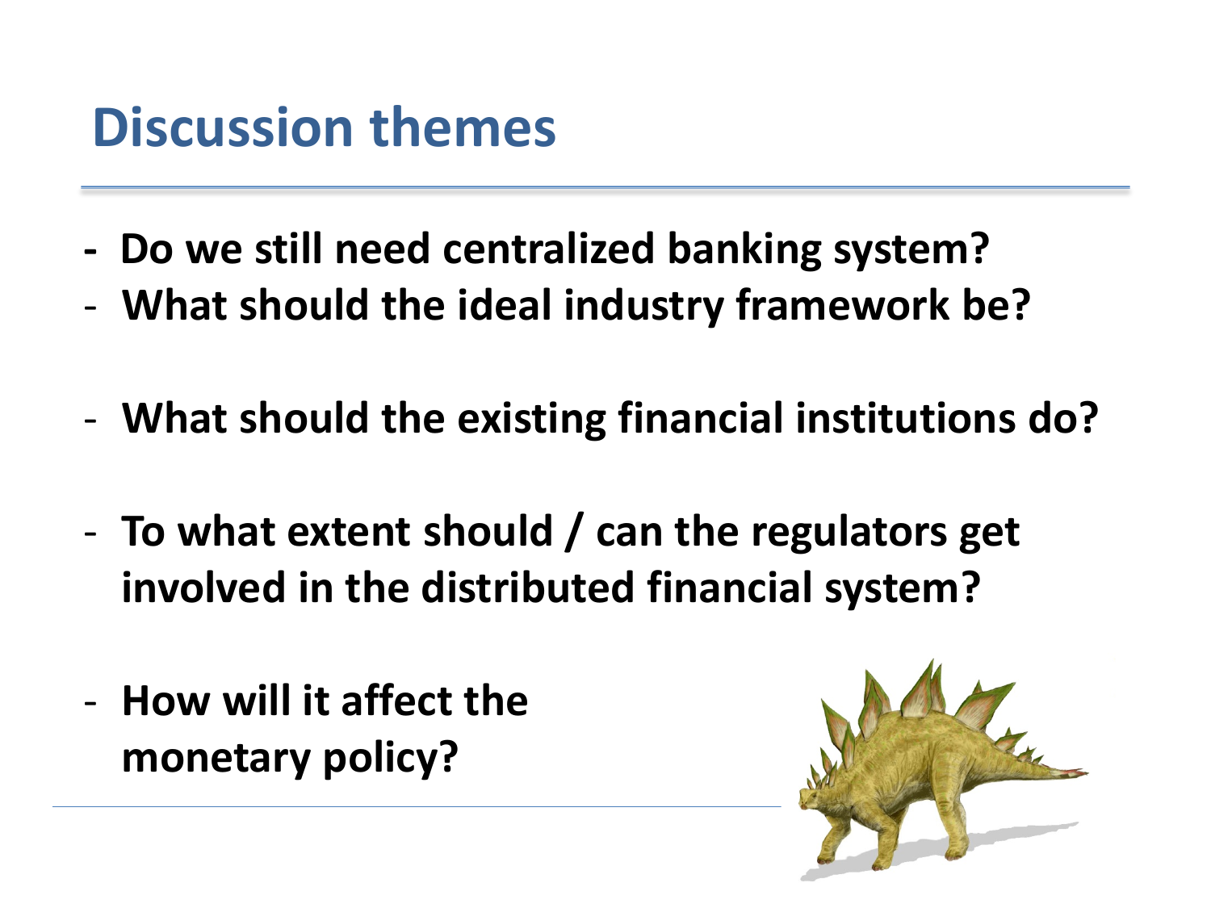# Discussion themes

- **Do we still need centralized banking system?**
- **What should the ideal industry framework be?**
- **What should the existing financial institutions do?**
- **To what extent should / can the regulators get involved in the distributed financial system?**
- **How will it affect the monetary policy?**